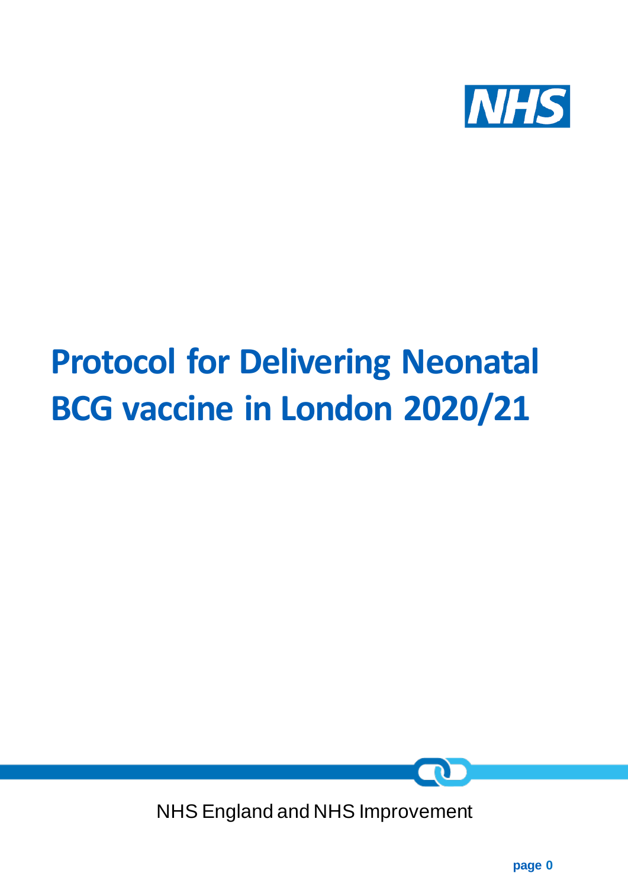# Protocol for Delivering Neonatal BCG vaccine in London 2020/21

NHS England and NHS Improvement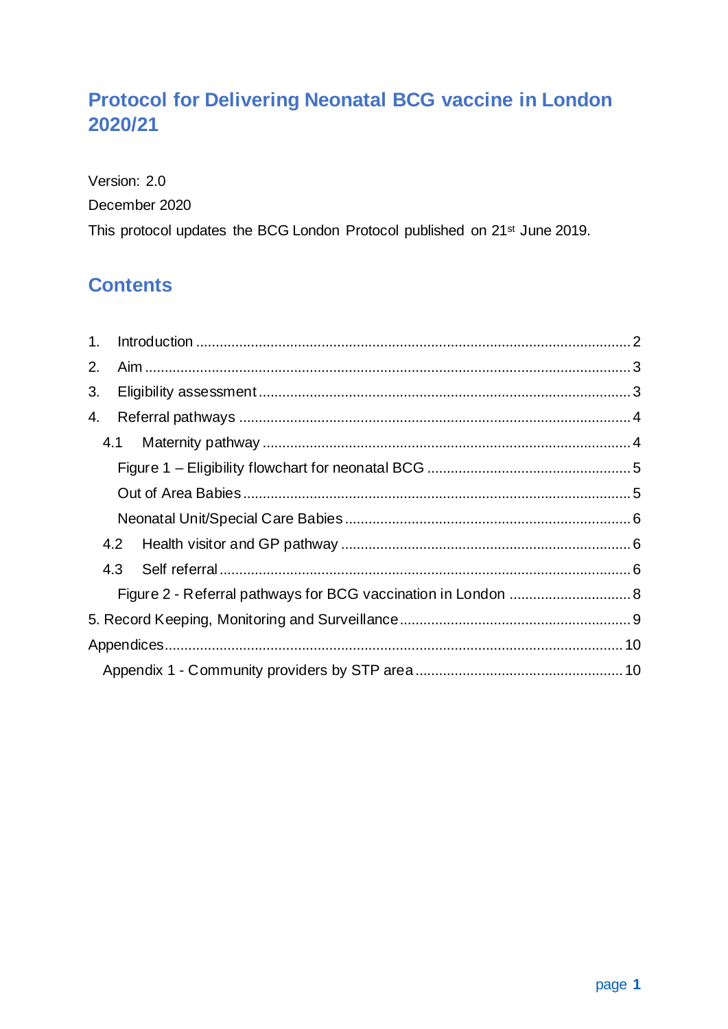# Protocol for Delivering Neonatal BCG vaccine in London 2020/21

Version: 2.0

December 2020

This protocol updates the BCG London Protocol published on 21st June 2019.

## Contents

1. Introduction .......... 2
2. Aim .......... 3
3. Eligibility assessment .......... 3
4. Referral pathways .......... 4
   - 4.1 Maternity pathway .......... 4
     - Figure 1 – Eligibility flowchart for neonatal BCG .......... 5
     - Out of Area Babies .......... 5
     - Neonatal Unit/Special Care Babies .......... 6
   - 4.2 Health visitor and GP pathway .......... 6
   - 4.3 Self referral .......... 6
     - Figure 2 - Referral pathways for BCG vaccination in London .......... 8

5. Record Keeping, Monitoring and Surveillance .......... 9

Appendices .......... 10

- Appendix 1 - Community providers by STP area .......... 10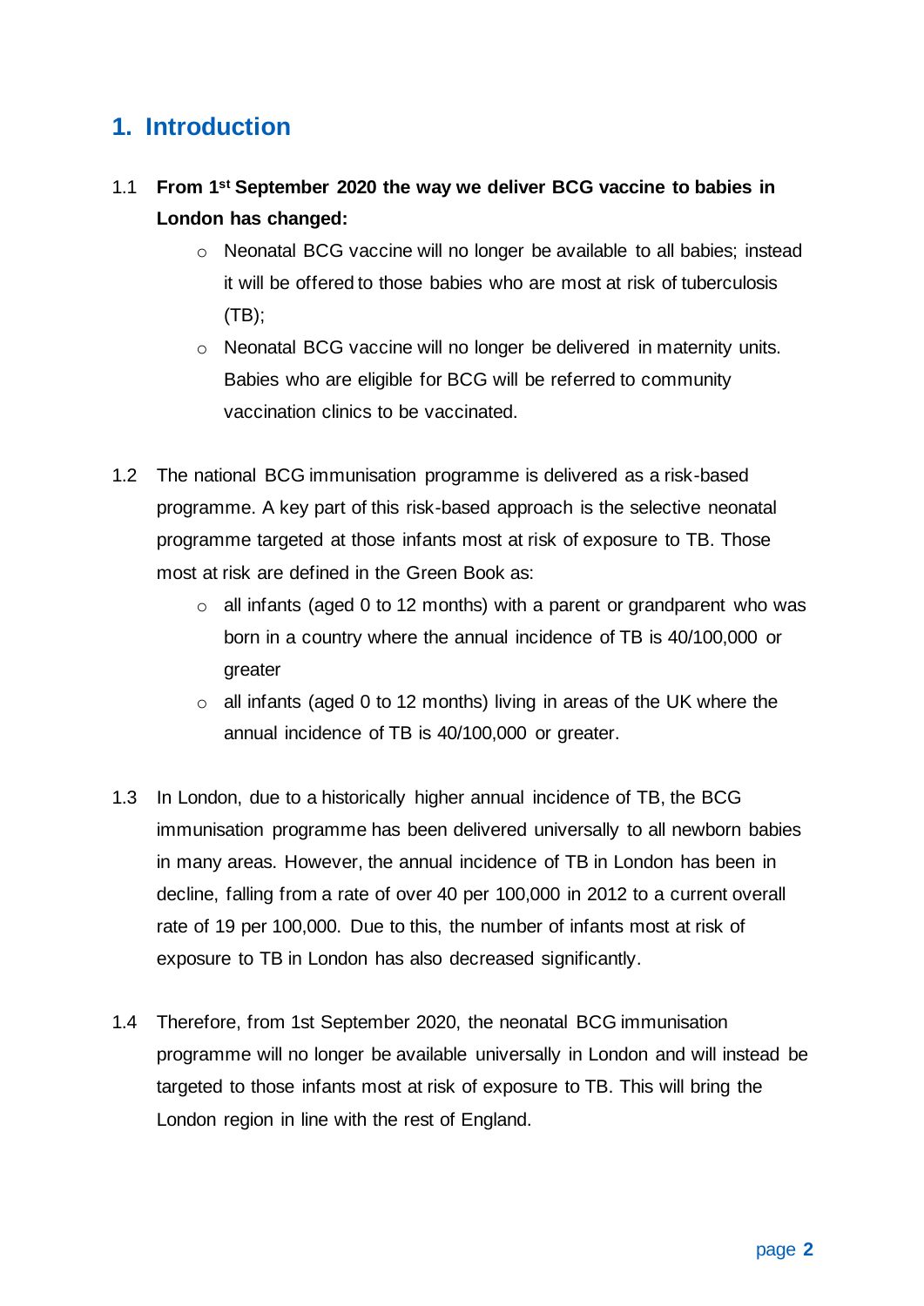# 1. Introduction

1.1 **From 1st September 2020 the way we deliver BCG vaccine to babies in London has changed:**

- Neonatal BCG vaccine will no longer be available to all babies; instead it will be offered to those babies who are most at risk of tuberculosis (TB);
- Neonatal BCG vaccine will no longer be delivered in maternity units. Babies who are eligible for BCG will be referred to community vaccination clinics to be vaccinated.

1.2 The national BCG immunisation programme is delivered as a risk-based programme. A key part of this risk-based approach is the selective neonatal programme targeted at those infants most at risk of exposure to TB. Those most at risk are defined in the Green Book as:

- all infants (aged 0 to 12 months) with a parent or grandparent who was born in a country where the annual incidence of TB is 40/100,000 or greater
- all infants (aged 0 to 12 months) living in areas of the UK where the annual incidence of TB is 40/100,000 or greater.

1.3 In London, due to a historically higher annual incidence of TB, the BCG immunisation programme has been delivered universally to all newborn babies in many areas. However, the annual incidence of TB in London has been in decline, falling from a rate of over 40 per 100,000 in 2012 to a current overall rate of 19 per 100,000. Due to this, the number of infants most at risk of exposure to TB in London has also decreased significantly.

1.4 Therefore, from 1st September 2020, the neonatal BCG immunisation programme will no longer be available universally in London and will instead be targeted to those infants most at risk of exposure to TB. This will bring the London region in line with the rest of England.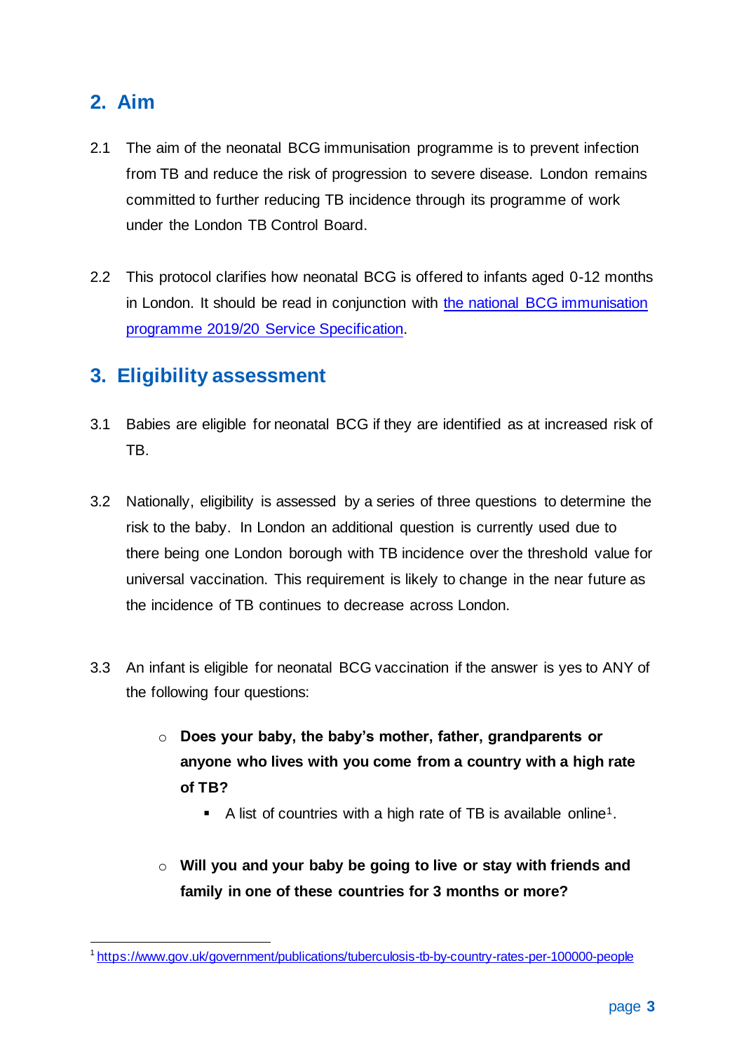## 2. Aim

2.1 The aim of the neonatal BCG immunisation programme is to prevent infection from TB and reduce the risk of progression to severe disease. London remains committed to further reducing TB incidence through its programme of work under the London TB Control Board.

2.2 This protocol clarifies how neonatal BCG is offered to infants aged 0-12 months in London. It should be read in conjunction with [the national BCG immunisation programme 2019/20 Service Specification](#).

## 3. Eligibility assessment

3.1 Babies are eligible for neonatal BCG if they are identified as at increased risk of TB.

3.2 Nationally, eligibility is assessed by a series of three questions to determine the risk to the baby. In London an additional question is currently used due to there being one London borough with TB incidence over the threshold value for universal vaccination. This requirement is likely to change in the near future as the incidence of TB continues to decrease across London.

3.3 An infant is eligible for neonatal BCG vaccination if the answer is yes to ANY of the following four questions:

- **Does your baby, the baby's mother, father, grandparents or anyone who lives with you come from a country with a high rate of TB?**
  - A list of countries with a high rate of TB is available online[1].
- **Will you and your baby be going to live or stay with friends and family in one of these countries for 3 months or more?**

[1] https://www.gov.uk/government/publications/tuberculosis-tb-by-country-rates-per-100000-people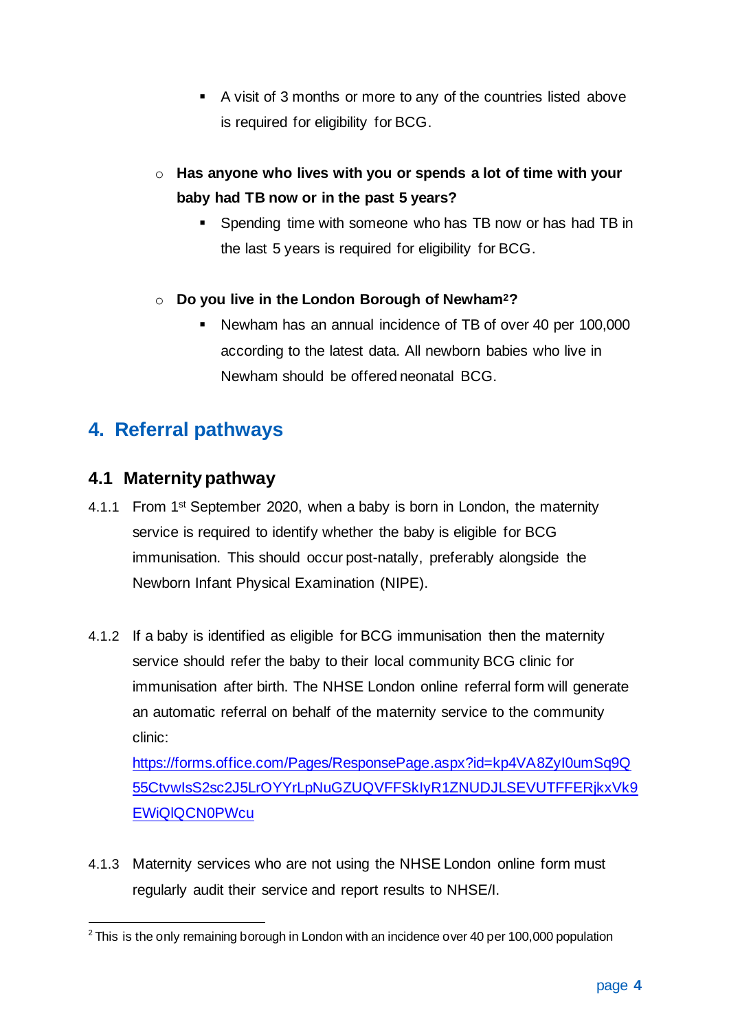- A visit of 3 months or more to any of the countries listed above is required for eligibility for BCG.

- **Has anyone who lives with you or spends a lot of time with your baby had TB now or in the past 5 years?**
    - Spending time with someone who has TB now or has had TB in the last 5 years is required for eligibility for BCG.

- **Do you live in the London Borough of Newham[2]?**
    - Newham has an annual incidence of TB of over 40 per 100,000 according to the latest data. All newborn babies who live in Newham should be offered neonatal BCG.

## 4. Referral pathways

### 4.1 Maternity pathway

4.1.1 From 1st September 2020, when a baby is born in London, the maternity service is required to identify whether the baby is eligible for BCG immunisation. This should occur post-natally, preferably alongside the Newborn Infant Physical Examination (NIPE).

4.1.2 If a baby is identified as eligible for BCG immunisation then the maternity service should refer the baby to their local community BCG clinic for immunisation after birth. The NHSE London online referral form will generate an automatic referral on behalf of the maternity service to the community clinic:
https://forms.office.com/Pages/ResponsePage.aspx?id=kp4VA8ZyI0umSq9Q55CtvwIsS2sc2J5LrOYYrLpNuGZUQVFFSkIyR1ZNUDJLSEVUTFFERjkxVk9EWiQlQCN0PWcu

4.1.3 Maternity services who are not using the NHSE London online form must regularly audit their service and report results to NHSE/I.

[2] This is the only remaining borough in London with an incidence over 40 per 100,000 population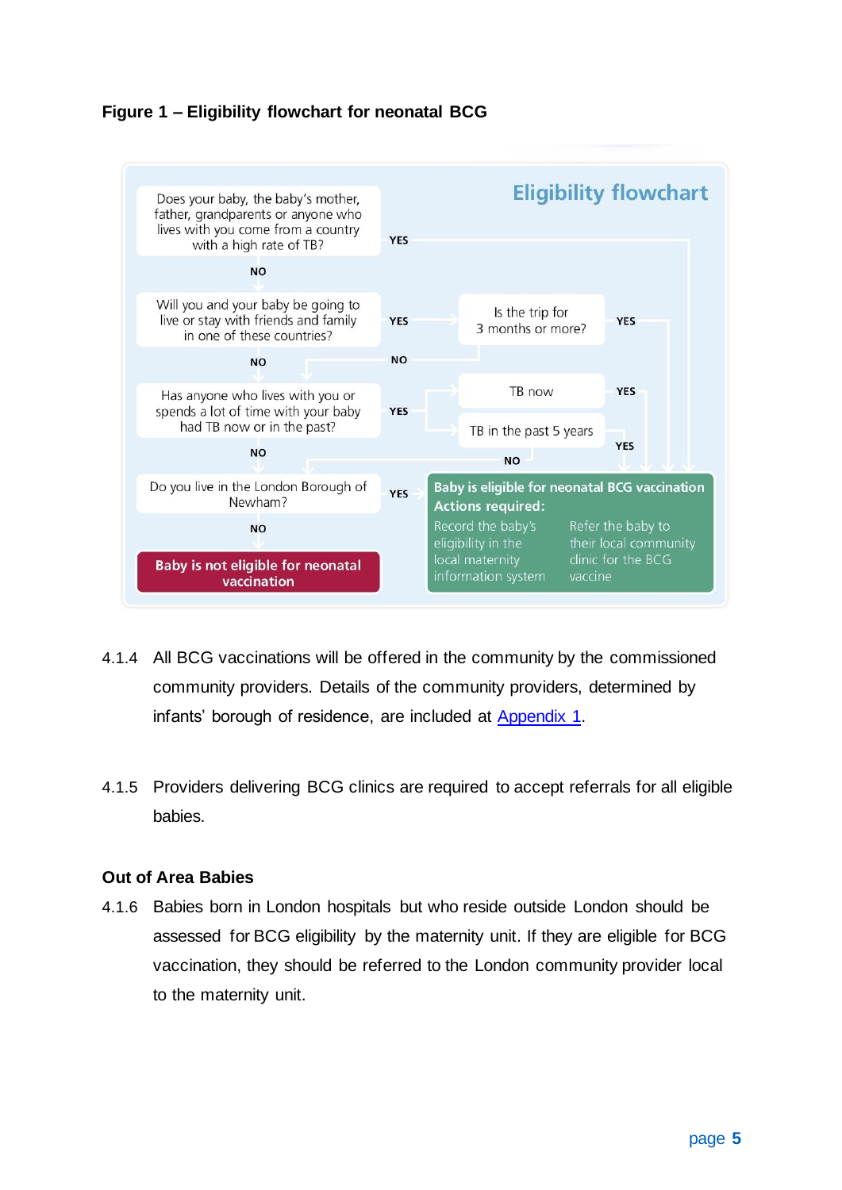**Figure 1 – Eligibility flowchart for neonatal BCG**

**Eligibility flowchart**

Does your baby, the baby's mother, father, grandparents or anyone who lives with you come from a country with a high rate of TB? — YES → Baby is eligible for neonatal BCG vaccination

NO ↓

Will you and your baby be going to live or stay with friends and family in one of these countries? — YES → Is the trip for 3 months or more? — YES → Baby is eligible for neonatal BCG vaccination; NO ↓

NO ↓

Has anyone who lives with you or spends a lot of time with your baby had TB now or in the past? — YES → TB now — YES → Baby is eligible for neonatal BCG vaccination; TB in the past 5 years — YES → Baby is eligible for neonatal BCG vaccination; NO ↓

NO ↓

Do you live in the London Borough of Newham? — YES → Baby is eligible for neonatal BCG vaccination

NO ↓

**Baby is not eligible for neonatal vaccination**

**Baby is eligible for neonatal BCG vaccination**
**Actions required:**
- Record the baby's eligibility in the local maternity information system
- Refer the baby to their local community clinic for the BCG vaccine

4.1.4 All BCG vaccinations will be offered in the community by the commissioned community providers. Details of the community providers, determined by infants' borough of residence, are included at Appendix 1.

4.1.5 Providers delivering BCG clinics are required to accept referrals for all eligible babies.

**Out of Area Babies**

4.1.6 Babies born in London hospitals but who reside outside London should be assessed for BCG eligibility by the maternity unit. If they are eligible for BCG vaccination, they should be referred to the London community provider local to the maternity unit.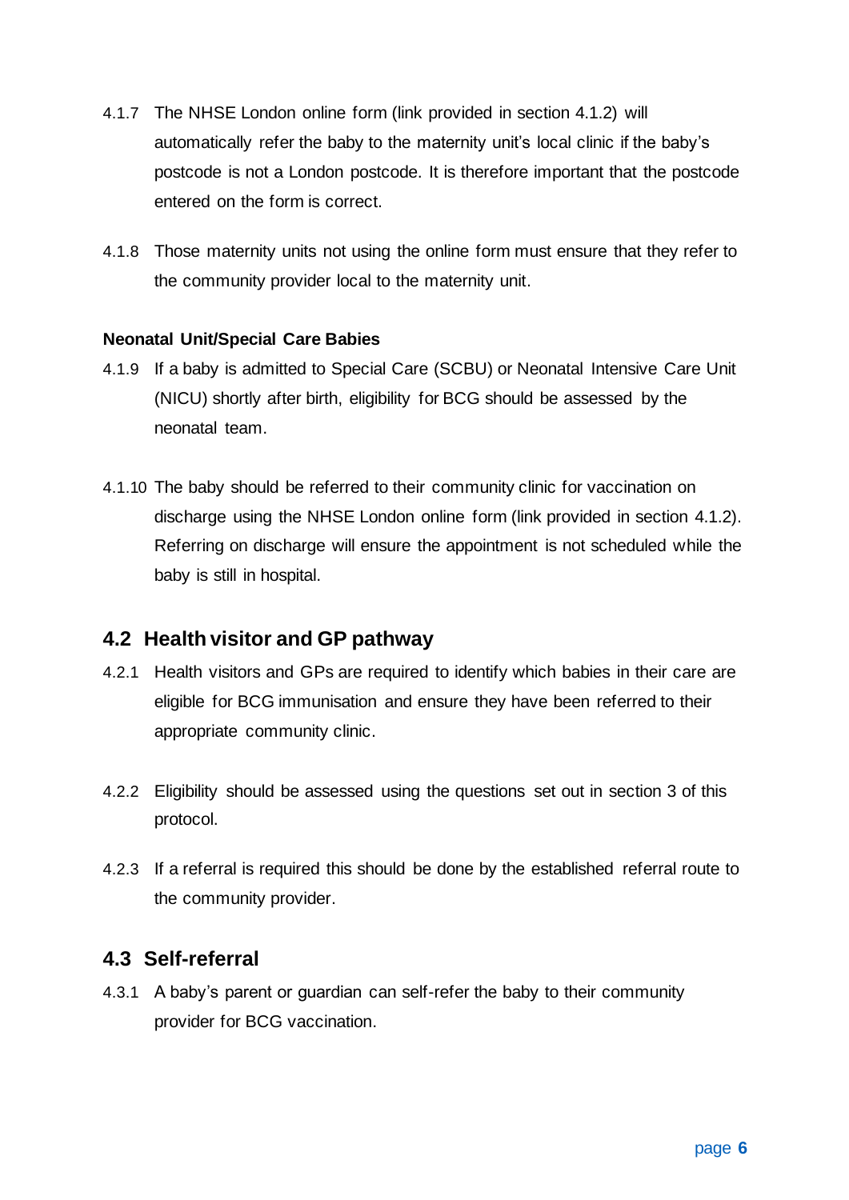4.1.7 The NHSE London online form (link provided in section 4.1.2) will automatically refer the baby to the maternity unit's local clinic if the baby's postcode is not a London postcode. It is therefore important that the postcode entered on the form is correct.

4.1.8 Those maternity units not using the online form must ensure that they refer to the community provider local to the maternity unit.

**Neonatal Unit/Special Care Babies**

4.1.9 If a baby is admitted to Special Care (SCBU) or Neonatal Intensive Care Unit (NICU) shortly after birth, eligibility for BCG should be assessed by the neonatal team.

4.1.10 The baby should be referred to their community clinic for vaccination on discharge using the NHSE London online form (link provided in section 4.1.2). Referring on discharge will ensure the appointment is not scheduled while the baby is still in hospital.

## 4.2 Health visitor and GP pathway

4.2.1 Health visitors and GPs are required to identify which babies in their care are eligible for BCG immunisation and ensure they have been referred to their appropriate community clinic.

4.2.2 Eligibility should be assessed using the questions set out in section 3 of this protocol.

4.2.3 If a referral is required this should be done by the established referral route to the community provider.

## 4.3 Self-referral

4.3.1 A baby's parent or guardian can self-refer the baby to their community provider for BCG vaccination.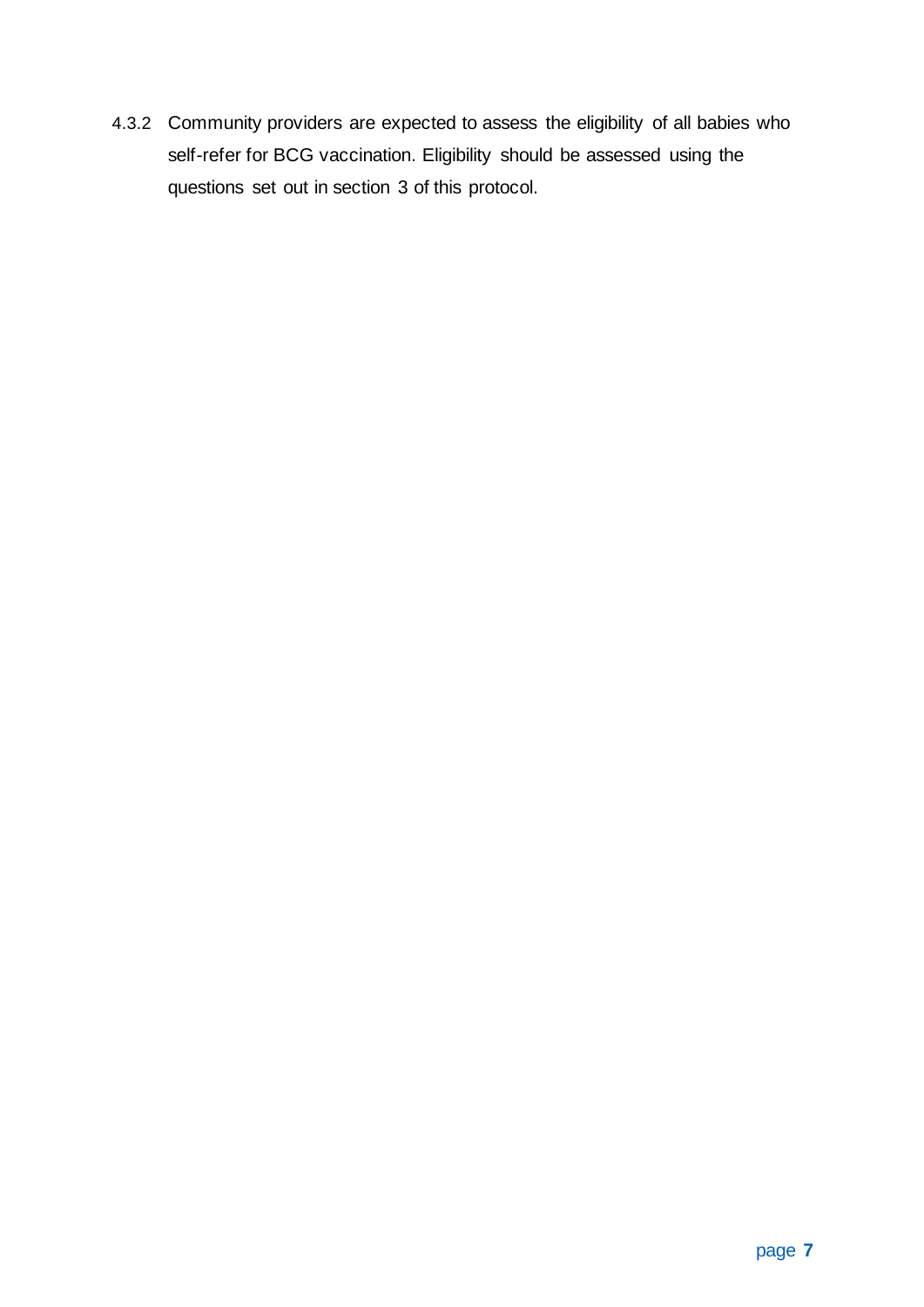4.3.2 Community providers are expected to assess the eligibility of all babies who self-refer for BCG vaccination. Eligibility should be assessed using the questions set out in section 3 of this protocol.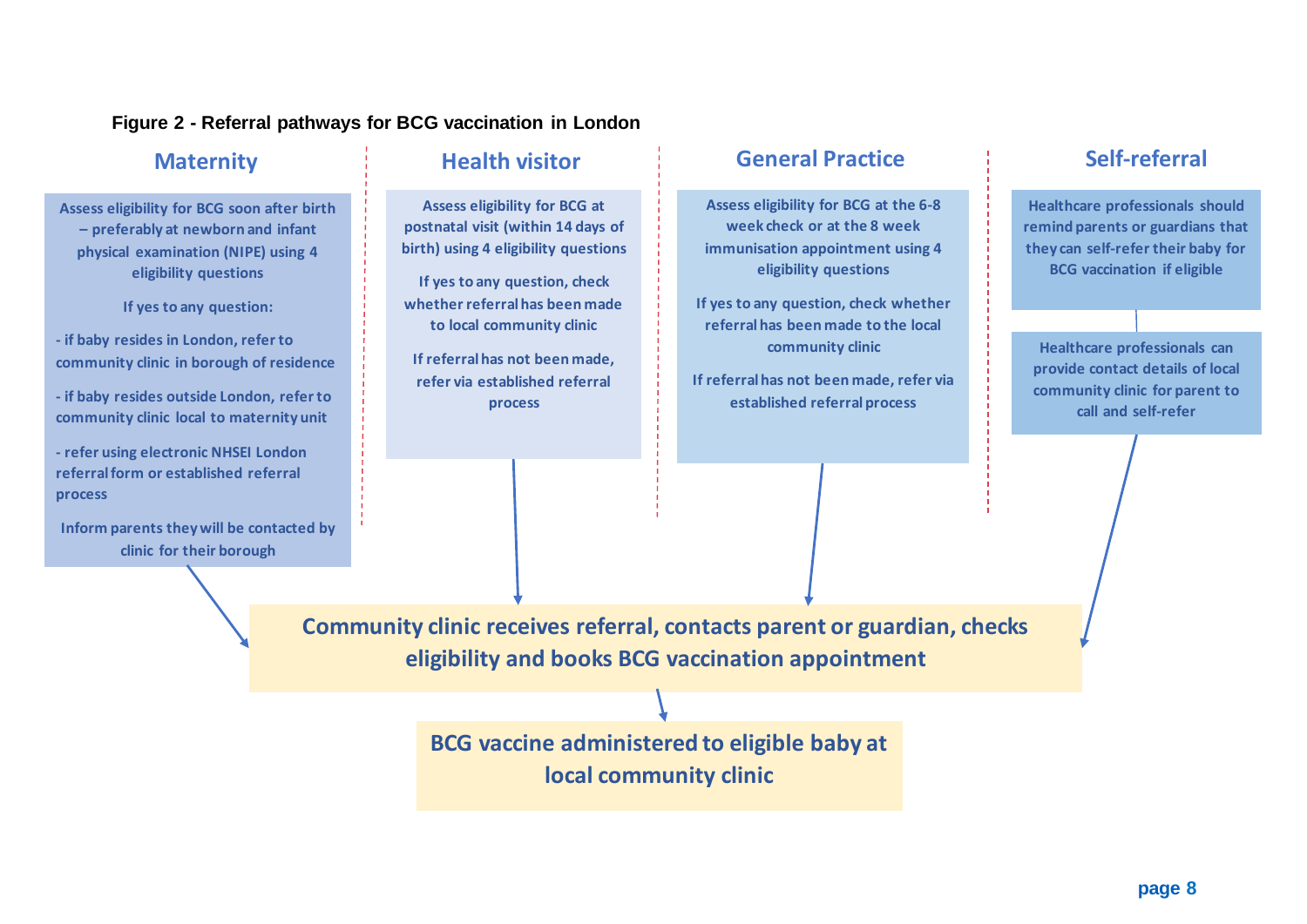**Figure 2 - Referral pathways for BCG vaccination in London**

### Maternity

Assess eligibility for BCG soon after birth – preferably at newborn and infant physical examination (NIPE) using 4 eligibility questions

If yes to any question:

- if baby resides in London, refer to community clinic in borough of residence
- if baby resides outside London, refer to community clinic local to maternity unit
- refer using electronic NHSEI London referral form or established referral process

Inform parents they will be contacted by clinic for their borough

### Health visitor

Assess eligibility for BCG at postnatal visit (within 14 days of birth) using 4 eligibility questions

If yes to any question, check whether referral has been made to local community clinic

If referral has not been made, refer via established referral process

### General Practice

Assess eligibility for BCG at the 6-8 week check or at the 8 week immunisation appointment using 4 eligibility questions

If yes to any question, check whether referral has been made to the local community clinic

If referral has not been made, refer via established referral process

### Self-referral

Healthcare professionals should remind parents or guardians that they can self-refer their baby for BCG vaccination if eligible

Healthcare professionals can provide contact details of local community clinic for parent to call and self-refer

---

**Community clinic receives referral, contacts parent or guardian, checks eligibility and books BCG vaccination appointment**

**BCG vaccine administered to eligible baby at local community clinic**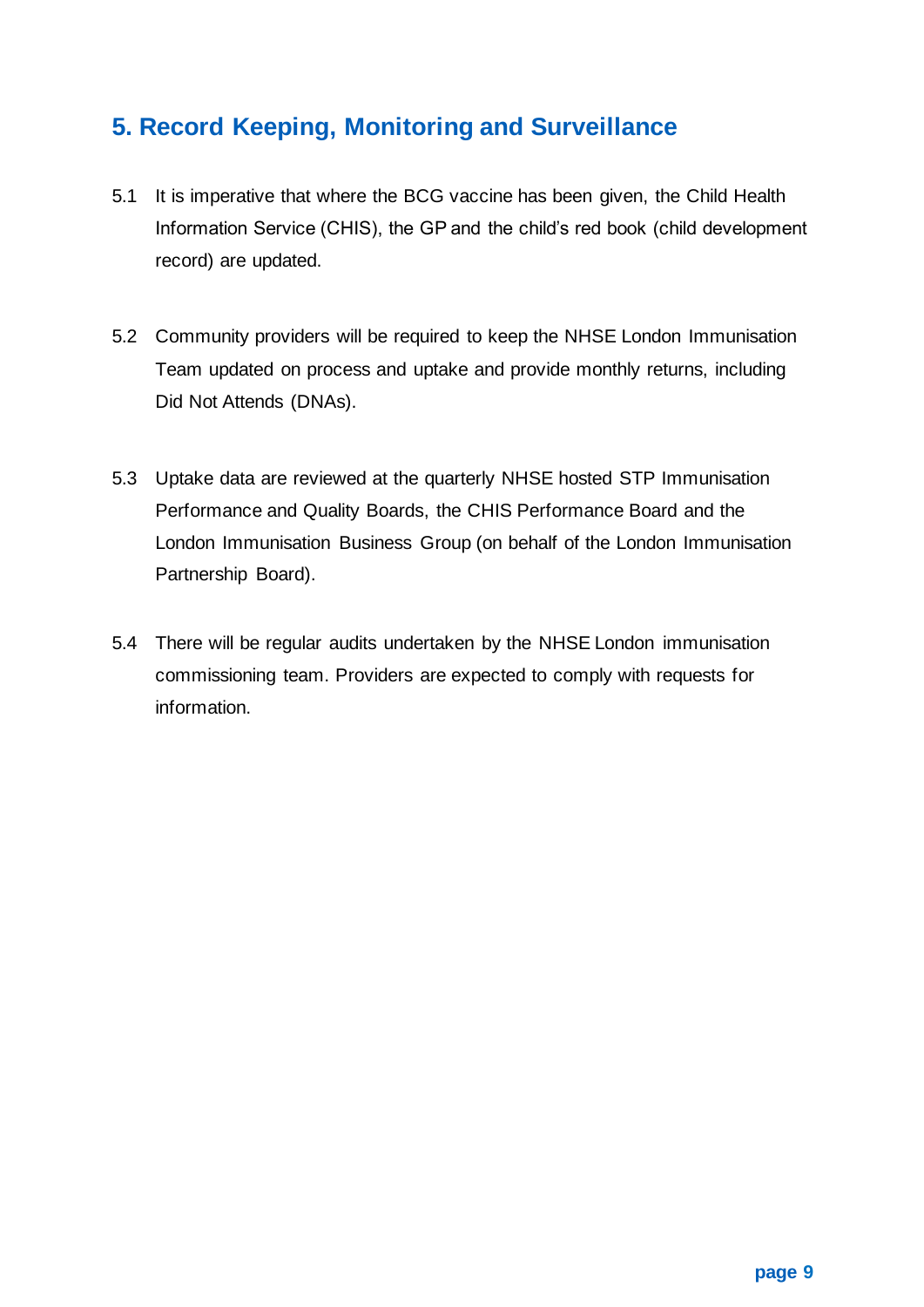## 5. Record Keeping, Monitoring and Surveillance

5.1 It is imperative that where the BCG vaccine has been given, the Child Health Information Service (CHIS), the GP and the child's red book (child development record) are updated.

5.2 Community providers will be required to keep the NHSE London Immunisation Team updated on process and uptake and provide monthly returns, including Did Not Attends (DNAs).

5.3 Uptake data are reviewed at the quarterly NHSE hosted STP Immunisation Performance and Quality Boards, the CHIS Performance Board and the London Immunisation Business Group (on behalf of the London Immunisation Partnership Board).

5.4 There will be regular audits undertaken by the NHSE London immunisation commissioning team. Providers are expected to comply with requests for information.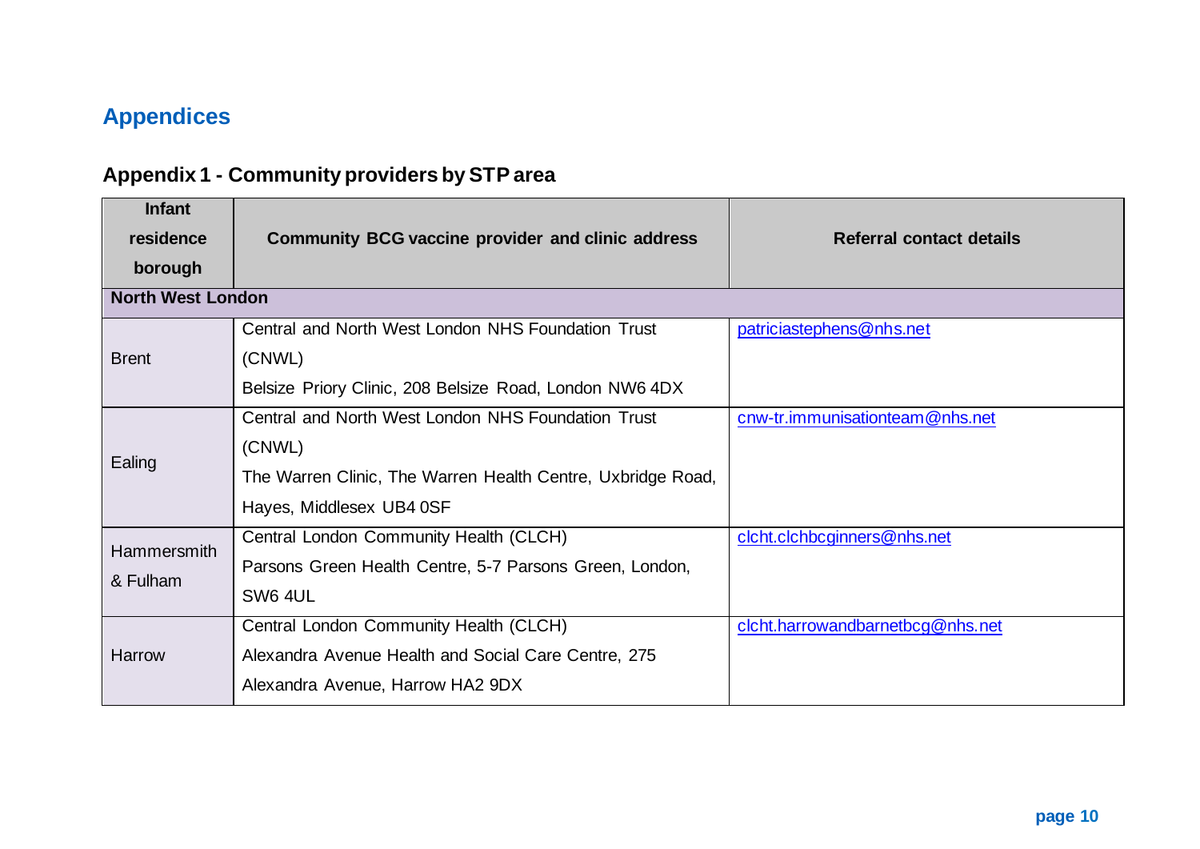# Appendices

## Appendix 1 - Community providers by STP area

| Infant residence borough | Community BCG vaccine provider and clinic address | Referral contact details |
|---|---|---|
| **North West London** | | |
| Brent | Central and North West London NHS Foundation Trust (CNWL)<br>Belsize Priory Clinic, 208 Belsize Road, London NW6 4DX | patriciastephens@nhs.net |
| Ealing | Central and North West London NHS Foundation Trust (CNWL)<br>The Warren Clinic, The Warren Health Centre, Uxbridge Road, Hayes, Middlesex UB4 0SF | cnw-tr.immunisationteam@nhs.net |
| Hammersmith & Fulham | Central London Community Health (CLCH)<br>Parsons Green Health Centre, 5-7 Parsons Green, London, SW6 4UL | clcht.clchbcginners@nhs.net |
| Harrow | Central London Community Health (CLCH)<br>Alexandra Avenue Health and Social Care Centre, 275 Alexandra Avenue, Harrow HA2 9DX | clcht.harrowandbarnetbcg@nhs.net |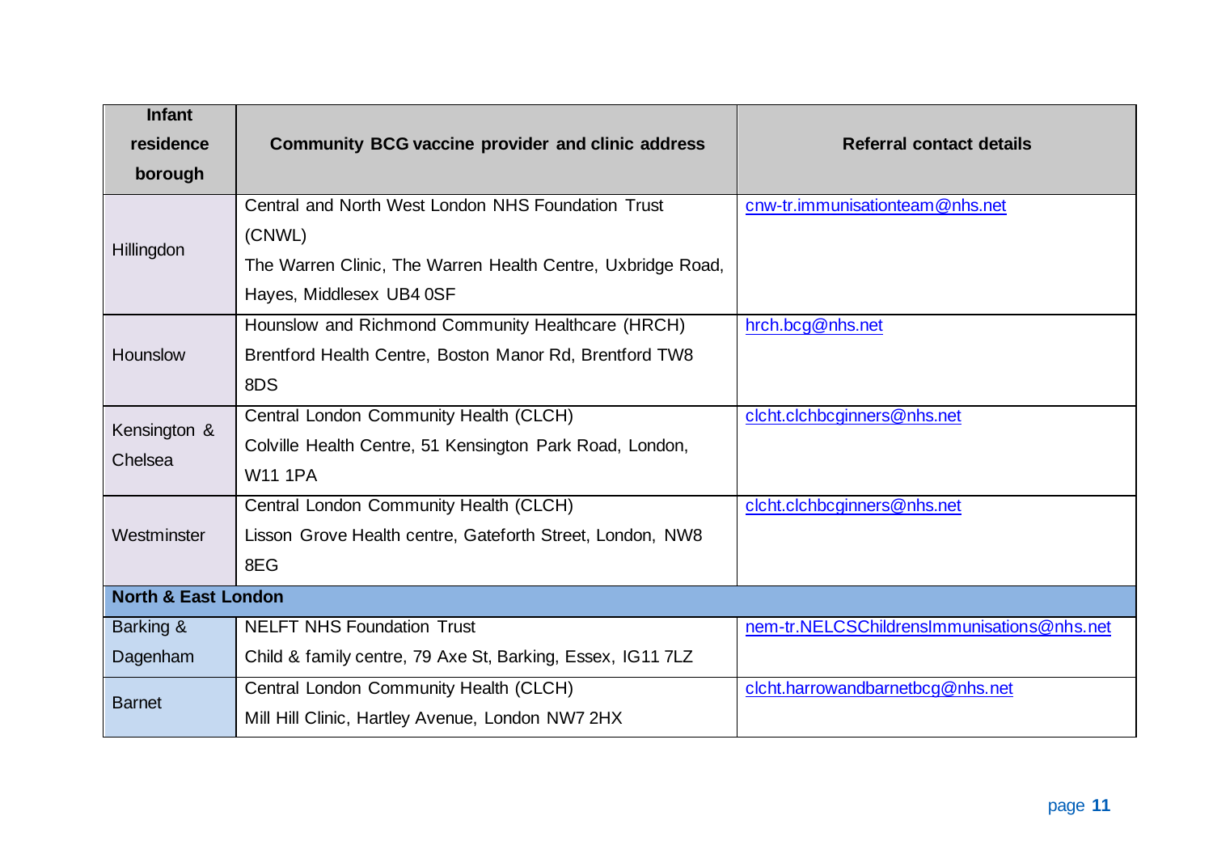| Infant residence borough | Community BCG vaccine provider and clinic address | Referral contact details |
| --- | --- | --- |
| Hillingdon | Central and North West London NHS Foundation Trust (CNWL)<br>The Warren Clinic, The Warren Health Centre, Uxbridge Road, Hayes, Middlesex UB4 0SF | cnw-tr.immunisationteam@nhs.net |
| Hounslow | Hounslow and Richmond Community Healthcare (HRCH)<br>Brentford Health Centre, Boston Manor Rd, Brentford TW8 8DS | hrch.bcg@nhs.net |
| Kensington & Chelsea | Central London Community Health (CLCH)<br>Colville Health Centre, 51 Kensington Park Road, London, W11 1PA | clcht.clchbcginners@nhs.net |
| Westminster | Central London Community Health (CLCH)<br>Lisson Grove Health centre, Gateforth Street, London, NW8 8EG | clcht.clchbcginners@nhs.net |
| **North & East London** | | |
| Barking & Dagenham | NELFT NHS Foundation Trust<br>Child & family centre, 79 Axe St, Barking, Essex, IG11 7LZ | nem-tr.NELCSChildrensImmunisations@nhs.net |
| Barnet | Central London Community Health (CLCH)<br>Mill Hill Clinic, Hartley Avenue, London NW7 2HX | clcht.harrowandbarnetbcg@nhs.net |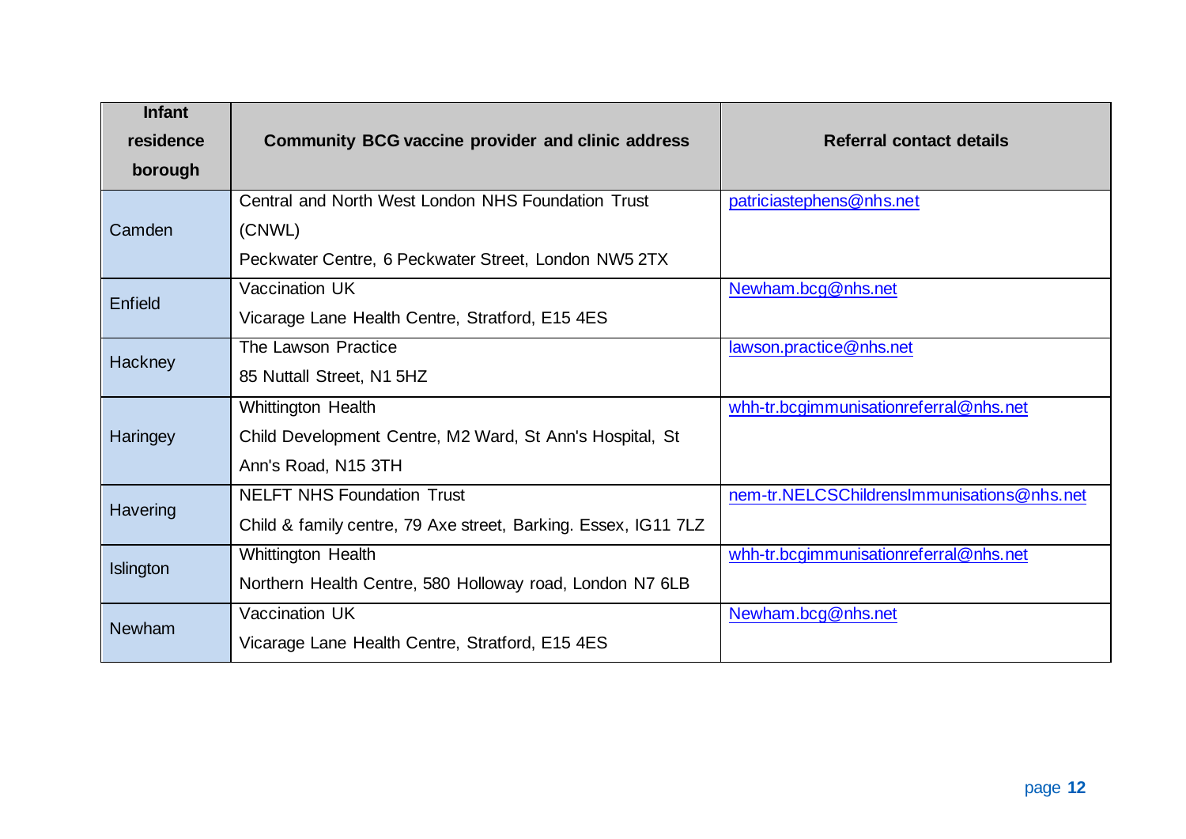| Infant residence borough | Community BCG vaccine provider and clinic address | Referral contact details |
|---|---|---|
| Camden | Central and North West London NHS Foundation Trust (CNWL)<br>Peckwater Centre, 6 Peckwater Street, London NW5 2TX | patriciastephens@nhs.net |
| Enfield | Vaccination UK<br>Vicarage Lane Health Centre, Stratford, E15 4ES | Newham.bcg@nhs.net |
| Hackney | The Lawson Practice<br>85 Nuttall Street, N1 5HZ | lawson.practice@nhs.net |
| Haringey | Whittington Health<br>Child Development Centre, M2 Ward, St Ann's Hospital, St Ann's Road, N15 3TH | whh-tr.bcgimmunisationreferral@nhs.net |
| Havering | NELFT NHS Foundation Trust<br>Child & family centre, 79 Axe street, Barking. Essex, IG11 7LZ | nem-tr.NELCSChildrensImmunisations@nhs.net |
| Islington | Whittington Health<br>Northern Health Centre, 580 Holloway road, London N7 6LB | whh-tr.bcgimmunisationreferral@nhs.net |
| Newham | Vaccination UK<br>Vicarage Lane Health Centre, Stratford, E15 4ES | Newham.bcg@nhs.net |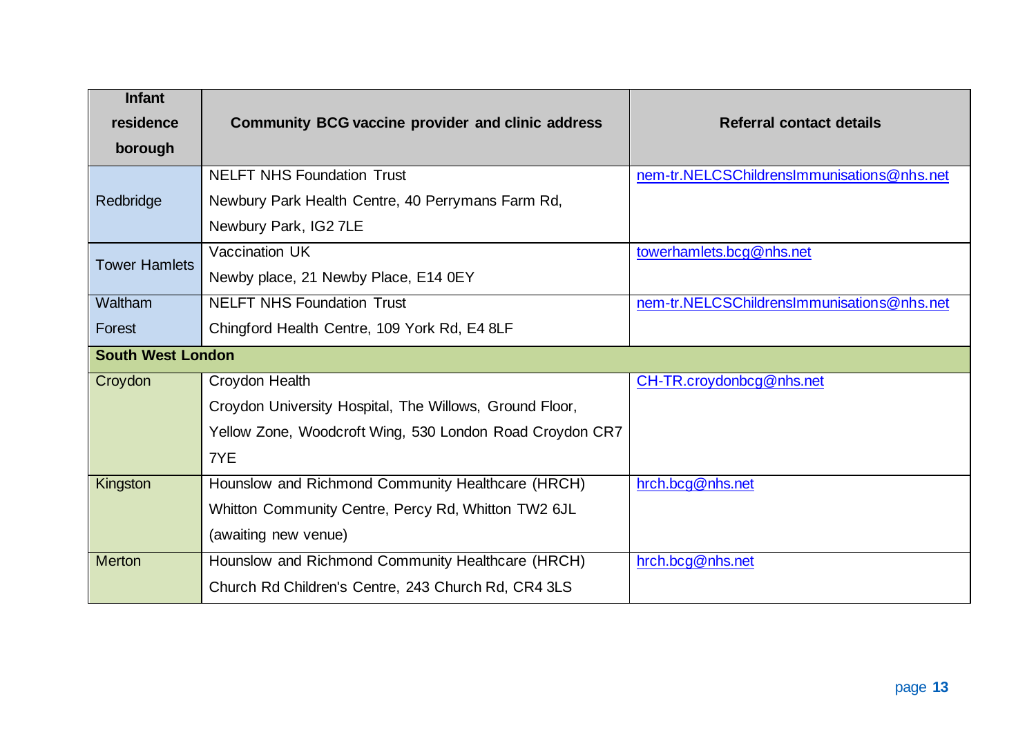| Infant residence borough | Community BCG vaccine provider and clinic address | Referral contact details |
|---|---|---|
| Redbridge | NELFT NHS Foundation Trust<br>Newbury Park Health Centre, 40 Perrymans Farm Rd, Newbury Park, IG2 7LE | nem-tr.NELCSChildrensImmunisations@nhs.net |
| Tower Hamlets | Vaccination UK<br>Newby place, 21 Newby Place, E14 0EY | towerhamlets.bcg@nhs.net |
| Waltham Forest | NELFT NHS Foundation Trust<br>Chingford Health Centre, 109 York Rd, E4 8LF | nem-tr.NELCSChildrensImmunisations@nhs.net |
| **South West London** | | |
| Croydon | Croydon Health<br>Croydon University Hospital, The Willows, Ground Floor, Yellow Zone, Woodcroft Wing, 530 London Road Croydon CR7 7YE | CH-TR.croydonbcg@nhs.net |
| Kingston | Hounslow and Richmond Community Healthcare (HRCH)<br>Whitton Community Centre, Percy Rd, Whitton TW2 6JL (awaiting new venue) | hrch.bcg@nhs.net |
| Merton | Hounslow and Richmond Community Healthcare (HRCH)<br>Church Rd Children's Centre, 243 Church Rd, CR4 3LS | hrch.bcg@nhs.net |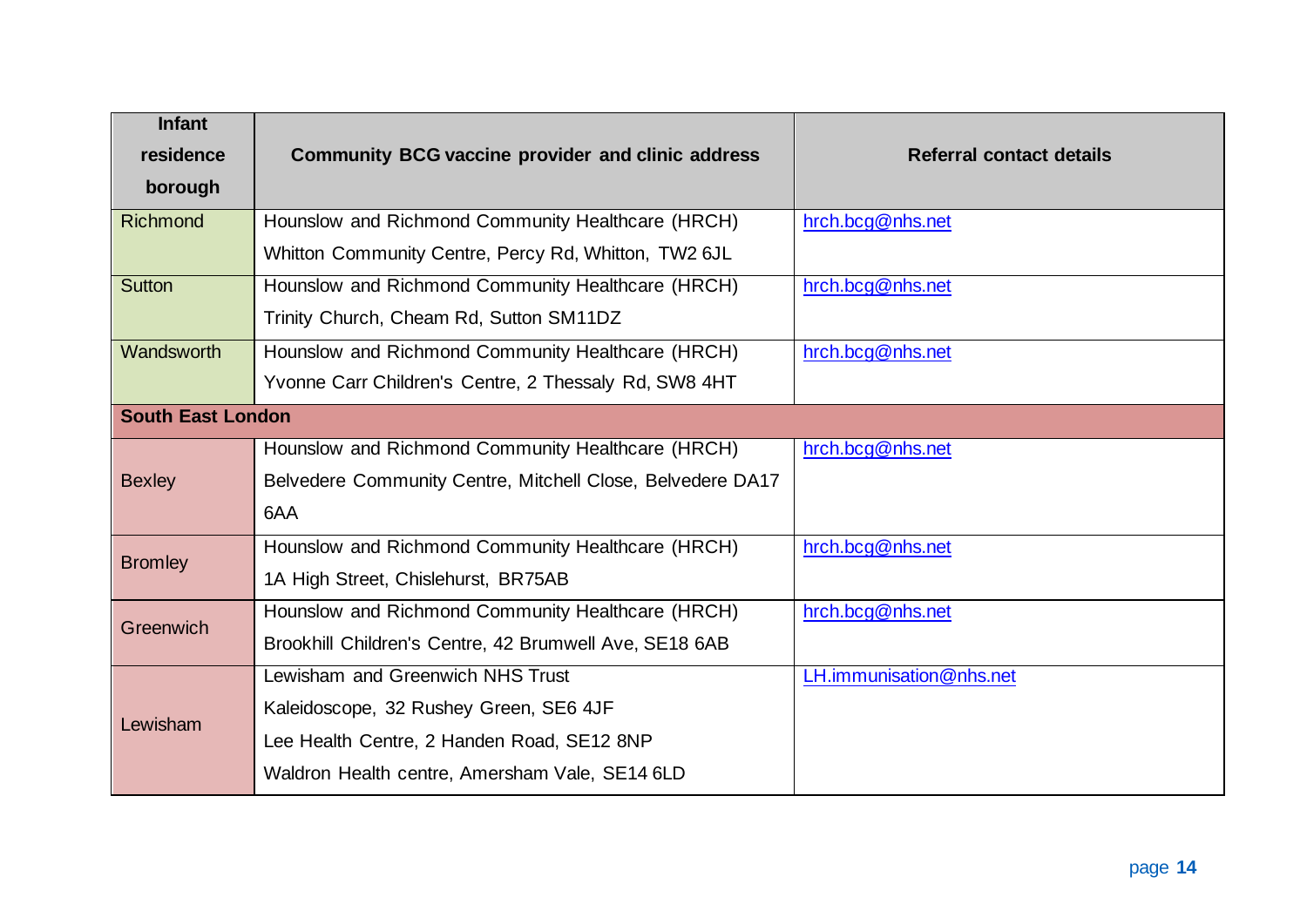| Infant residence borough | Community BCG vaccine provider and clinic address | Referral contact details |
|---|---|---|
| Richmond | Hounslow and Richmond Community Healthcare (HRCH)<br>Whitton Community Centre, Percy Rd, Whitton, TW2 6JL | hrch.bcg@nhs.net |
| Sutton | Hounslow and Richmond Community Healthcare (HRCH)<br>Trinity Church, Cheam Rd, Sutton SM11DZ | hrch.bcg@nhs.net |
| Wandsworth | Hounslow and Richmond Community Healthcare (HRCH)<br>Yvonne Carr Children's Centre, 2 Thessaly Rd, SW8 4HT | hrch.bcg@nhs.net |
| **South East London** | | |
| Bexley | Hounslow and Richmond Community Healthcare (HRCH)<br>Belvedere Community Centre, Mitchell Close, Belvedere DA17 6AA | hrch.bcg@nhs.net |
| Bromley | Hounslow and Richmond Community Healthcare (HRCH)<br>1A High Street, Chislehurst, BR75AB | hrch.bcg@nhs.net |
| Greenwich | Hounslow and Richmond Community Healthcare (HRCH)<br>Brookhill Children's Centre, 42 Brumwell Ave, SE18 6AB | hrch.bcg@nhs.net |
| Lewisham | Lewisham and Greenwich NHS Trust<br>Kaleidoscope, 32 Rushey Green, SE6 4JF<br>Lee Health Centre, 2 Handen Road, SE12 8NP<br>Waldron Health centre, Amersham Vale, SE14 6LD | LH.immunisation@nhs.net |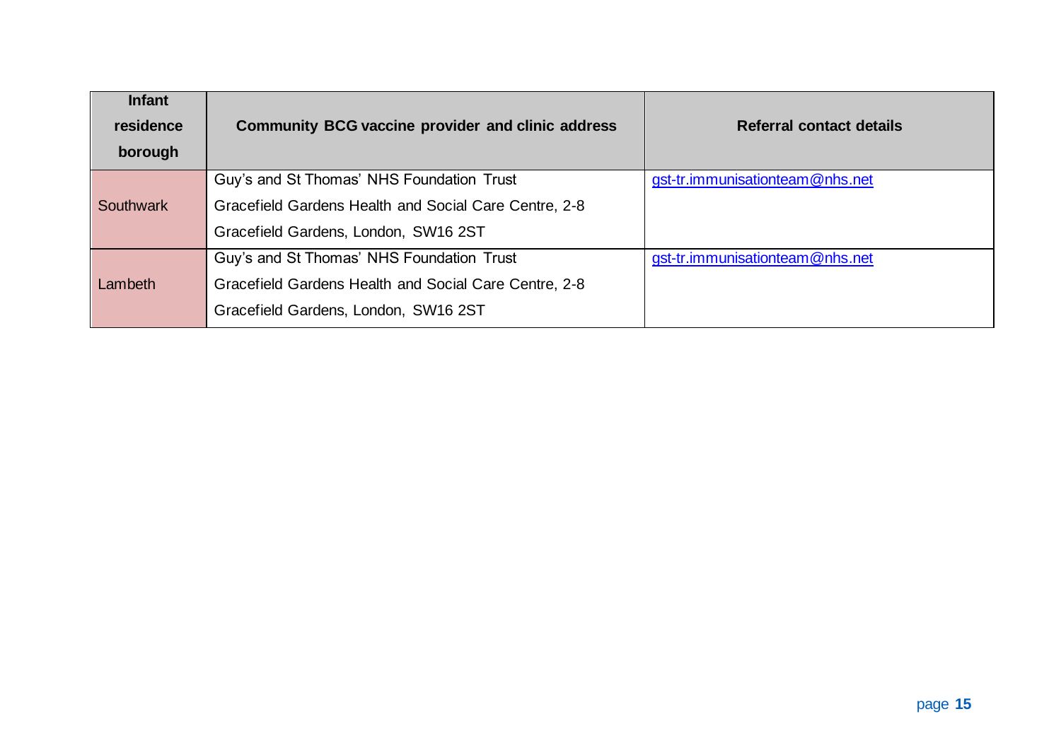| Infant residence borough | Community BCG vaccine provider and clinic address | Referral contact details |
|---|---|---|
| Southwark | Guy's and St Thomas' NHS Foundation Trust<br>Gracefield Gardens Health and Social Care Centre, 2-8 Gracefield Gardens, London, SW16 2ST | gst-tr.immunisationteam@nhs.net |
| Lambeth | Guy's and St Thomas' NHS Foundation Trust<br>Gracefield Gardens Health and Social Care Centre, 2-8 Gracefield Gardens, London, SW16 2ST | gst-tr.immunisationteam@nhs.net |